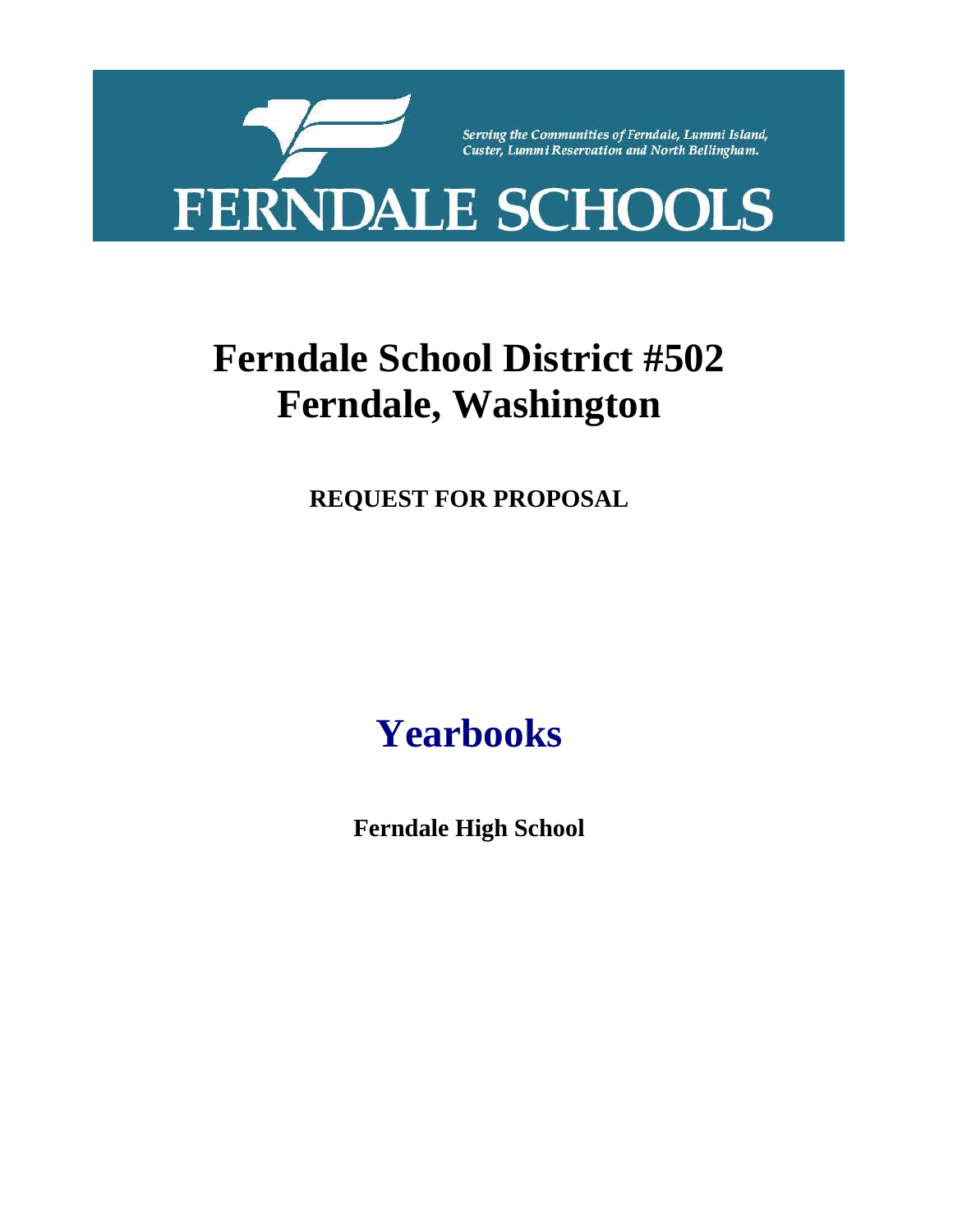Serving the Communities of Ferndale, Lummi Island, Custer, Lummi Reservation and North Bellingham.

FERNDALE SCHOOLS

# Ferndale School District #502
# Ferndale, Washington

**REQUEST FOR PROPOSAL**

# Yearbooks

**Ferndale High School**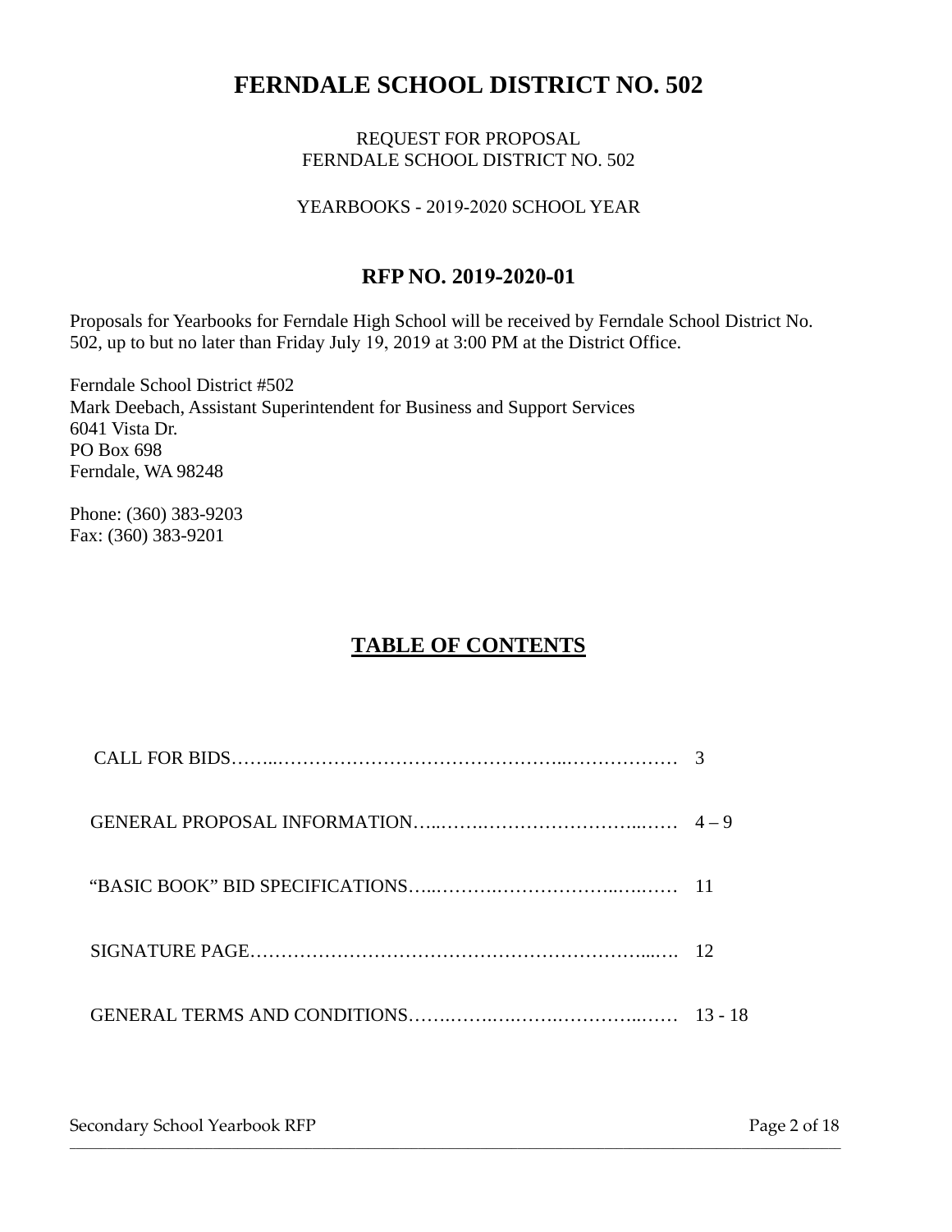# FERNDALE SCHOOL DISTRICT NO. 502

REQUEST FOR PROPOSAL
FERNDALE SCHOOL DISTRICT NO. 502

YEARBOOKS - 2019-2020 SCHOOL YEAR

## RFP NO. 2019-2020-01

Proposals for Yearbooks for Ferndale High School will be received by Ferndale School District No. 502, up to but no later than Friday July 19, 2019 at 3:00 PM at the District Office.

Ferndale School District #502
Mark Deebach, Assistant Superintendent for Business and Support Services
6041 Vista Dr.
PO Box 698
Ferndale, WA 98248

Phone: (360) 383-9203
Fax: (360) 383-9201

## TABLE OF CONTENTS

| | |
|---|---|
| CALL FOR BIDS | 3 |
| GENERAL PROPOSAL INFORMATION | 4 – 9 |
| "BASIC BOOK" BID SPECIFICATIONS | 11 |
| SIGNATURE PAGE | 12 |
| GENERAL TERMS AND CONDITIONS | 13 - 18 |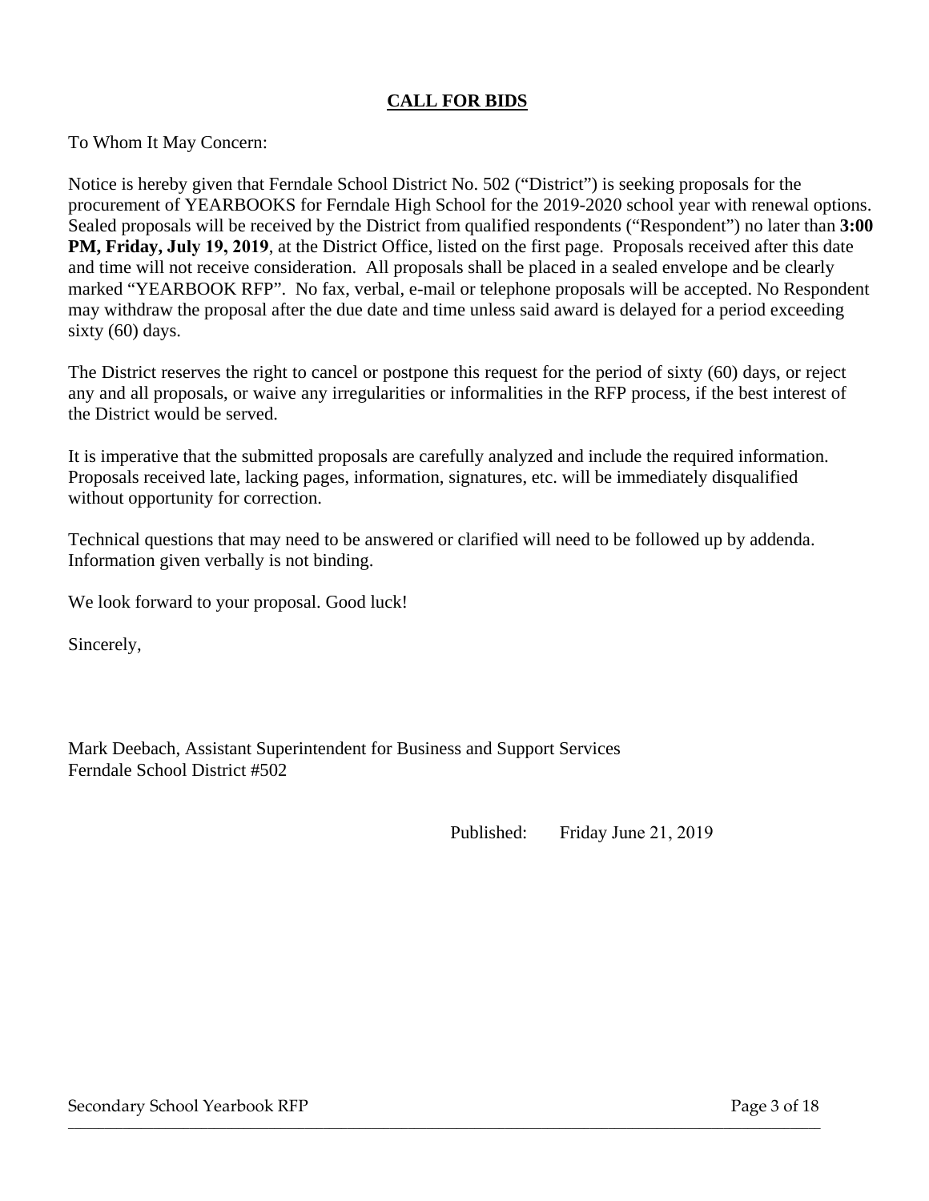## CALL FOR BIDS

To Whom It May Concern:

Notice is hereby given that Ferndale School District No. 502 ("District") is seeking proposals for the procurement of YEARBOOKS for Ferndale High School for the 2019-2020 school year with renewal options. Sealed proposals will be received by the District from qualified respondents ("Respondent") no later than **3:00 PM, Friday, July 19, 2019**, at the District Office, listed on the first page. Proposals received after this date and time will not receive consideration. All proposals shall be placed in a sealed envelope and be clearly marked "YEARBOOK RFP". No fax, verbal, e-mail or telephone proposals will be accepted. No Respondent may withdraw the proposal after the due date and time unless said award is delayed for a period exceeding sixty (60) days.

The District reserves the right to cancel or postpone this request for the period of sixty (60) days, or reject any and all proposals, or waive any irregularities or informalities in the RFP process, if the best interest of the District would be served.

It is imperative that the submitted proposals are carefully analyzed and include the required information. Proposals received late, lacking pages, information, signatures, etc. will be immediately disqualified without opportunity for correction.

Technical questions that may need to be answered or clarified will need to be followed up by addenda. Information given verbally is not binding.

We look forward to your proposal. Good luck!

Sincerely,

Mark Deebach, Assistant Superintendent for Business and Support Services
Ferndale School District #502

Published: Friday June 21, 2019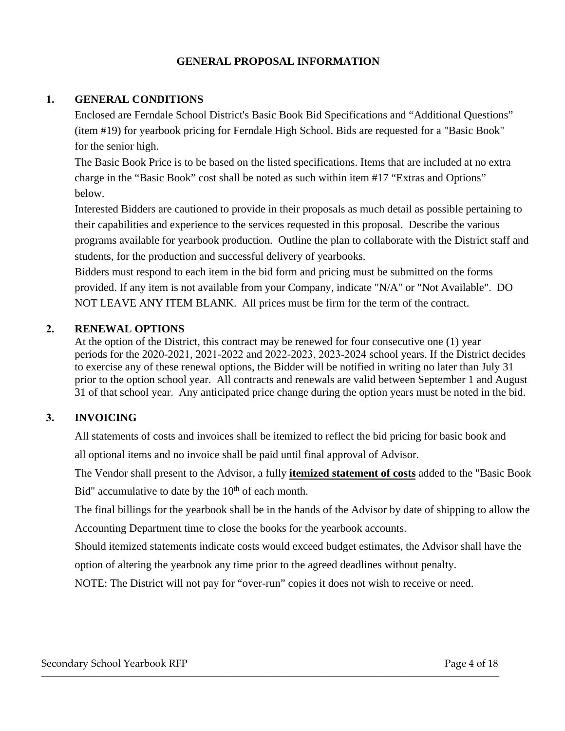## GENERAL PROPOSAL INFORMATION

### 1. GENERAL CONDITIONS

Enclosed are Ferndale School District's Basic Book Bid Specifications and "Additional Questions" (item #19) for yearbook pricing for Ferndale High School. Bids are requested for a "Basic Book" for the senior high.

The Basic Book Price is to be based on the listed specifications. Items that are included at no extra charge in the "Basic Book" cost shall be noted as such within item #17 "Extras and Options" below.

Interested Bidders are cautioned to provide in their proposals as much detail as possible pertaining to their capabilities and experience to the services requested in this proposal. Describe the various programs available for yearbook production. Outline the plan to collaborate with the District staff and students, for the production and successful delivery of yearbooks.

Bidders must respond to each item in the bid form and pricing must be submitted on the forms provided. If any item is not available from your Company, indicate "N/A" or "Not Available". DO NOT LEAVE ANY ITEM BLANK. All prices must be firm for the term of the contract.

### 2. RENEWAL OPTIONS

At the option of the District, this contract may be renewed for four consecutive one (1) year periods for the 2020-2021, 2021-2022 and 2022-2023, 2023-2024 school years. If the District decides to exercise any of these renewal options, the Bidder will be notified in writing no later than July 31 prior to the option school year. All contracts and renewals are valid between September 1 and August 31 of that school year. Any anticipated price change during the option years must be noted in the bid.

### 3. INVOICING

All statements of costs and invoices shall be itemized to reflect the bid pricing for basic book and all optional items and no invoice shall be paid until final approval of Advisor.

The Vendor shall present to the Advisor, a fully **itemized statement of costs** added to the "Basic Book Bid" accumulative to date by the 10th of each month.

The final billings for the yearbook shall be in the hands of the Advisor by date of shipping to allow the Accounting Department time to close the books for the yearbook accounts.

Should itemized statements indicate costs would exceed budget estimates, the Advisor shall have the option of altering the yearbook any time prior to the agreed deadlines without penalty.

NOTE: The District will not pay for "over-run" copies it does not wish to receive or need.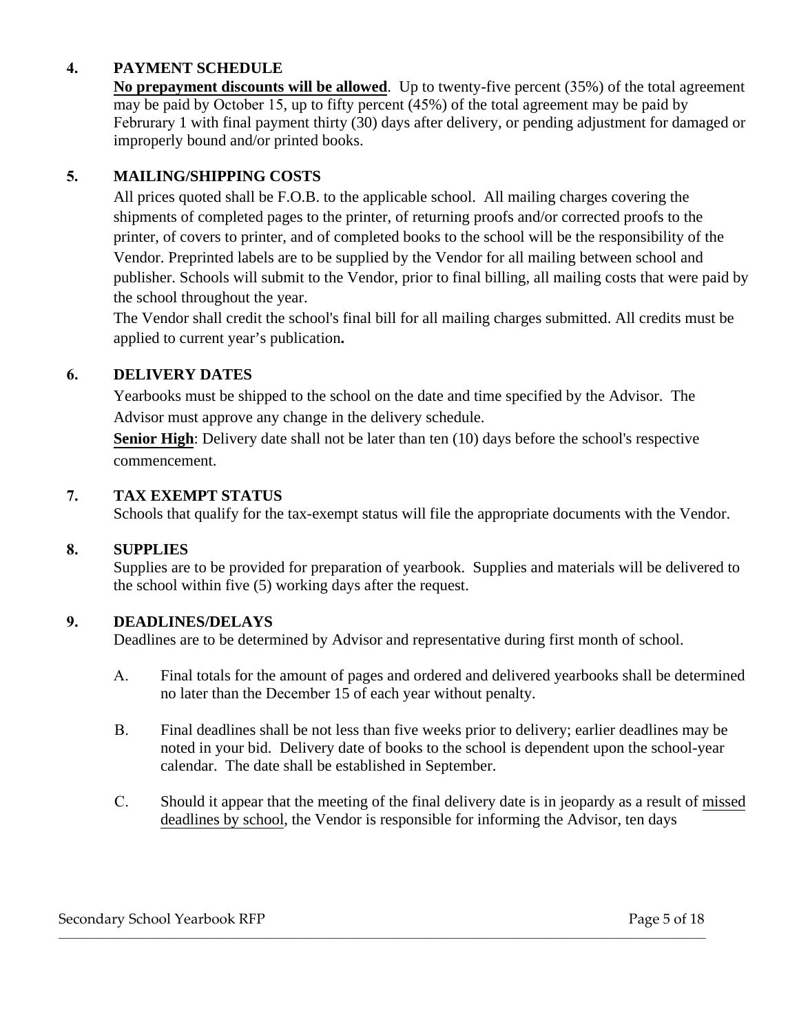## 4. PAYMENT SCHEDULE

**No prepayment discounts will be allowed**. Up to twenty-five percent (35%) of the total agreement may be paid by October 15, up to fifty percent (45%) of the total agreement may be paid by Februrary 1 with final payment thirty (30) days after delivery, or pending adjustment for damaged or improperly bound and/or printed books.

## 5. MAILING/SHIPPING COSTS

All prices quoted shall be F.O.B. to the applicable school. All mailing charges covering the shipments of completed pages to the printer, of returning proofs and/or corrected proofs to the printer, of covers to printer, and of completed books to the school will be the responsibility of the Vendor. Preprinted labels are to be supplied by the Vendor for all mailing between school and publisher. Schools will submit to the Vendor, prior to final billing, all mailing costs that were paid by the school throughout the year.

The Vendor shall credit the school's final bill for all mailing charges submitted. All credits must be applied to current year's publication**.**

## 6. DELIVERY DATES

Yearbooks must be shipped to the school on the date and time specified by the Advisor. The Advisor must approve any change in the delivery schedule.

**Senior High**: Delivery date shall not be later than ten (10) days before the school's respective commencement.

## 7. TAX EXEMPT STATUS

Schools that qualify for the tax-exempt status will file the appropriate documents with the Vendor.

## 8. SUPPLIES

Supplies are to be provided for preparation of yearbook. Supplies and materials will be delivered to the school within five (5) working days after the request.

## 9. DEADLINES/DELAYS

Deadlines are to be determined by Advisor and representative during first month of school.

A. Final totals for the amount of pages and ordered and delivered yearbooks shall be determined no later than the December 15 of each year without penalty.

B. Final deadlines shall be not less than five weeks prior to delivery; earlier deadlines may be noted in your bid. Delivery date of books to the school is dependent upon the school-year calendar. The date shall be established in September.

C. Should it appear that the meeting of the final delivery date is in jeopardy as a result of missed deadlines by school, the Vendor is responsible for informing the Advisor, ten days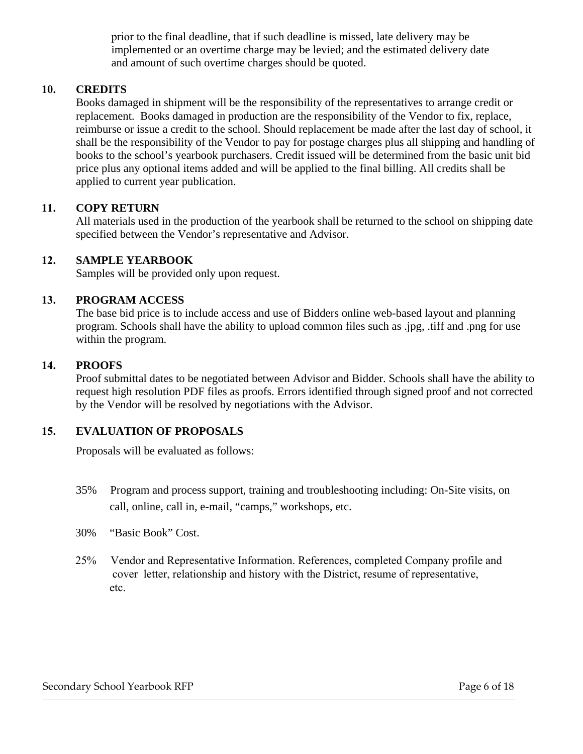prior to the final deadline, that if such deadline is missed, late delivery may be implemented or an overtime charge may be levied; and the estimated delivery date and amount of such overtime charges should be quoted.

**10. CREDITS**

Books damaged in shipment will be the responsibility of the representatives to arrange credit or replacement. Books damaged in production are the responsibility of the Vendor to fix, replace, reimburse or issue a credit to the school. Should replacement be made after the last day of school, it shall be the responsibility of the Vendor to pay for postage charges plus all shipping and handling of books to the school's yearbook purchasers. Credit issued will be determined from the basic unit bid price plus any optional items added and will be applied to the final billing. All credits shall be applied to current year publication.

**11. COPY RETURN**

All materials used in the production of the yearbook shall be returned to the school on shipping date specified between the Vendor's representative and Advisor.

**12. SAMPLE YEARBOOK**

Samples will be provided only upon request.

**13. PROGRAM ACCESS**

The base bid price is to include access and use of Bidders online web-based layout and planning program. Schools shall have the ability to upload common files such as .jpg, .tiff and .png for use within the program.

**14. PROOFS**

Proof submittal dates to be negotiated between Advisor and Bidder. Schools shall have the ability to request high resolution PDF files as proofs. Errors identified through signed proof and not corrected by the Vendor will be resolved by negotiations with the Advisor.

**15. EVALUATION OF PROPOSALS**

Proposals will be evaluated as follows:

35% Program and process support, training and troubleshooting including: On-Site visits, on call, online, call in, e-mail, "camps," workshops, etc.

30% "Basic Book" Cost.

25% Vendor and Representative Information. References, completed Company profile and cover letter, relationship and history with the District, resume of representative, etc.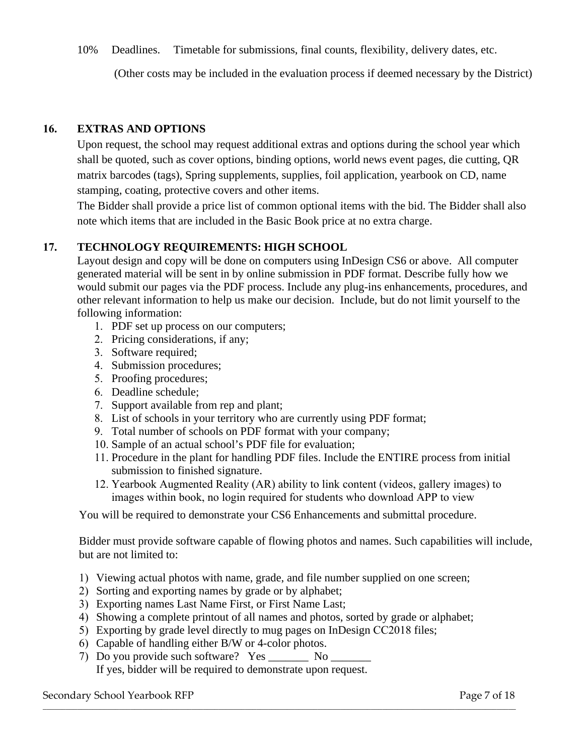10% Deadlines. Timetable for submissions, final counts, flexibility, delivery dates, etc.

(Other costs may be included in the evaluation process if deemed necessary by the District)

## 16. EXTRAS AND OPTIONS

Upon request, the school may request additional extras and options during the school year which shall be quoted, such as cover options, binding options, world news event pages, die cutting, QR matrix barcodes (tags), Spring supplements, supplies, foil application, yearbook on CD, name stamping, coating, protective covers and other items.

The Bidder shall provide a price list of common optional items with the bid. The Bidder shall also note which items that are included in the Basic Book price at no extra charge.

## 17. TECHNOLOGY REQUIREMENTS: HIGH SCHOOL

Layout design and copy will be done on computers using InDesign CS6 or above. All computer generated material will be sent in by online submission in PDF format. Describe fully how we would submit our pages via the PDF process. Include any plug-ins enhancements, procedures, and other relevant information to help us make our decision. Include, but do not limit yourself to the following information:

1. PDF set up process on our computers;
2. Pricing considerations, if any;
3. Software required;
4. Submission procedures;
5. Proofing procedures;
6. Deadline schedule;
7. Support available from rep and plant;
8. List of schools in your territory who are currently using PDF format;
9. Total number of schools on PDF format with your company;
10. Sample of an actual school's PDF file for evaluation;
11. Procedure in the plant for handling PDF files. Include the ENTIRE process from initial submission to finished signature.
12. Yearbook Augmented Reality (AR) ability to link content (videos, gallery images) to images within book, no login required for students who download APP to view

You will be required to demonstrate your CS6 Enhancements and submittal procedure.

Bidder must provide software capable of flowing photos and names. Such capabilities will include, but are not limited to:

1) Viewing actual photos with name, grade, and file number supplied on one screen;
2) Sorting and exporting names by grade or by alphabet;
3) Exporting names Last Name First, or First Name Last;
4) Showing a complete printout of all names and photos, sorted by grade or alphabet;
5) Exporting by grade level directly to mug pages on InDesign CC2018 files;
6) Capable of handling either B/W or 4-color photos.
7) Do you provide such software? Yes _______ No _______
   If yes, bidder will be required to demonstrate upon request.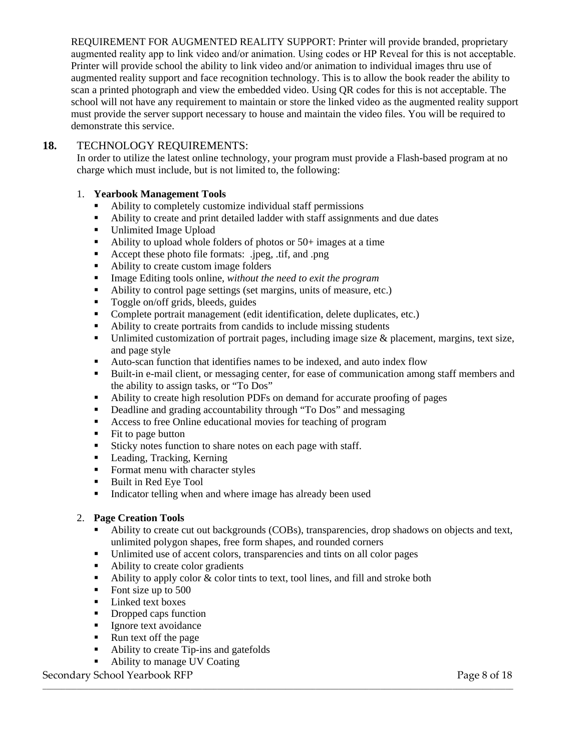REQUIREMENT FOR AUGMENTED REALITY SUPPORT: Printer will provide branded, proprietary augmented reality app to link video and/or animation. Using codes or HP Reveal for this is not acceptable. Printer will provide school the ability to link video and/or animation to individual images thru use of augmented reality support and face recognition technology. This is to allow the book reader the ability to scan a printed photograph and view the embedded video. Using QR codes for this is not acceptable. The school will not have any requirement to maintain or store the linked video as the augmented reality support must provide the server support necessary to house and maintain the video files. You will be required to demonstrate this service.

**18.** TECHNOLOGY REQUIREMENTS:

In order to utilize the latest online technology, your program must provide a Flash-based program at no charge which must include, but is not limited to, the following:

1. **Yearbook Management Tools**
   - Ability to completely customize individual staff permissions
   - Ability to create and print detailed ladder with staff assignments and due dates
   - Unlimited Image Upload
   - Ability to upload whole folders of photos or 50+ images at a time
   - Accept these photo file formats: .jpeg, .tif, and .png
   - Ability to create custom image folders
   - Image Editing tools online, *without the need to exit the program*
   - Ability to control page settings (set margins, units of measure, etc.)
   - Toggle on/off grids, bleeds, guides
   - Complete portrait management (edit identification, delete duplicates, etc.)
   - Ability to create portraits from candids to include missing students
   - Unlimited customization of portrait pages, including image size & placement, margins, text size, and page style
   - Auto-scan function that identifies names to be indexed, and auto index flow
   - Built-in e-mail client, or messaging center, for ease of communication among staff members and the ability to assign tasks, or "To Dos"
   - Ability to create high resolution PDFs on demand for accurate proofing of pages
   - Deadline and grading accountability through "To Dos" and messaging
   - Access to free Online educational movies for teaching of program
   - Fit to page button
   - Sticky notes function to share notes on each page with staff.
   - Leading, Tracking, Kerning
   - Format menu with character styles
   - Built in Red Eye Tool
   - Indicator telling when and where image has already been used

2. **Page Creation Tools**
   - Ability to create cut out backgrounds (COBs), transparencies, drop shadows on objects and text, unlimited polygon shapes, free form shapes, and rounded corners
   - Unlimited use of accent colors, transparencies and tints on all color pages
   - Ability to create color gradients
   - Ability to apply color & color tints to text, tool lines, and fill and stroke both
   - Font size up to 500
   - Linked text boxes
   - Dropped caps function
   - Ignore text avoidance
   - Run text off the page
   - Ability to create Tip-ins and gatefolds
   - Ability to manage UV Coating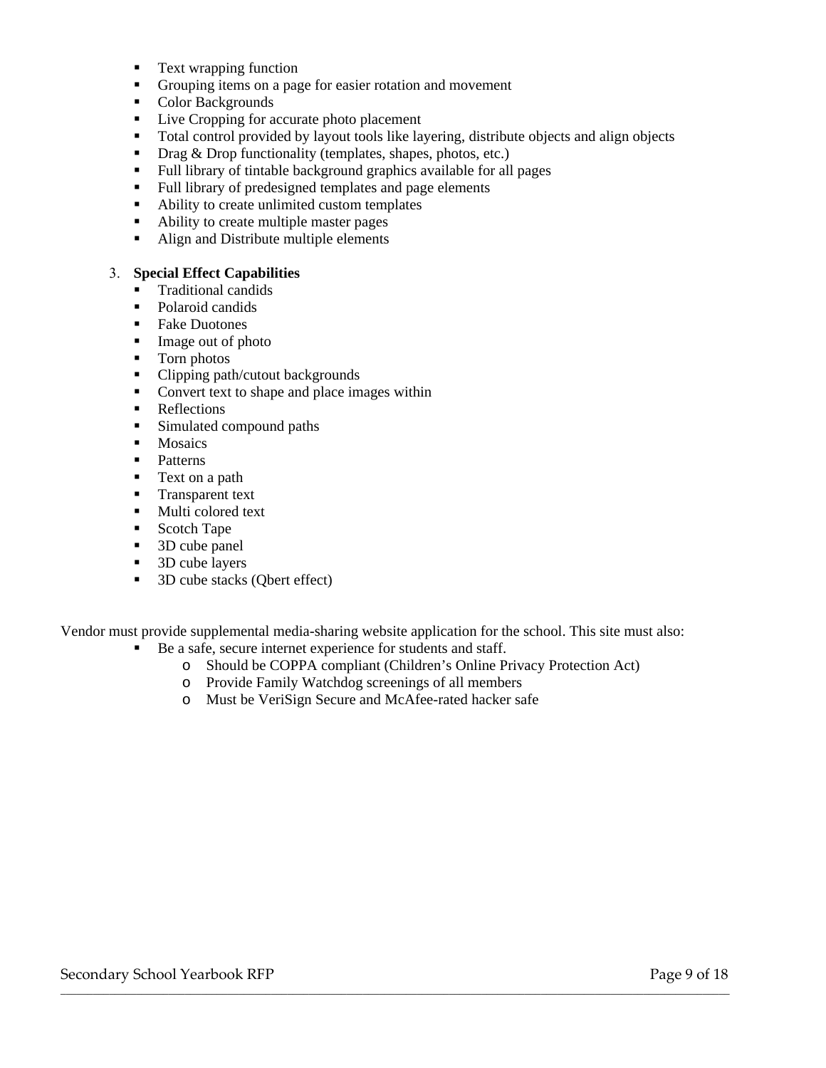- Text wrapping function
- Grouping items on a page for easier rotation and movement
- Color Backgrounds
- Live Cropping for accurate photo placement
- Total control provided by layout tools like layering, distribute objects and align objects
- Drag & Drop functionality (templates, shapes, photos, etc.)
- Full library of tintable background graphics available for all pages
- Full library of predesigned templates and page elements
- Ability to create unlimited custom templates
- Ability to create multiple master pages
- Align and Distribute multiple elements

3. **Special Effect Capabilities**
   - Traditional candids
   - Polaroid candids
   - Fake Duotones
   - Image out of photo
   - Torn photos
   - Clipping path/cutout backgrounds
   - Convert text to shape and place images within
   - Reflections
   - Simulated compound paths
   - Mosaics
   - Patterns
   - Text on a path
   - Transparent text
   - Multi colored text
   - Scotch Tape
   - 3D cube panel
   - 3D cube layers
   - 3D cube stacks (Qbert effect)

Vendor must provide supplemental media-sharing website application for the school. This site must also:

- Be a safe, secure internet experience for students and staff.
  - Should be COPPA compliant (Children's Online Privacy Protection Act)
  - Provide Family Watchdog screenings of all members
  - Must be VeriSign Secure and McAfee-rated hacker safe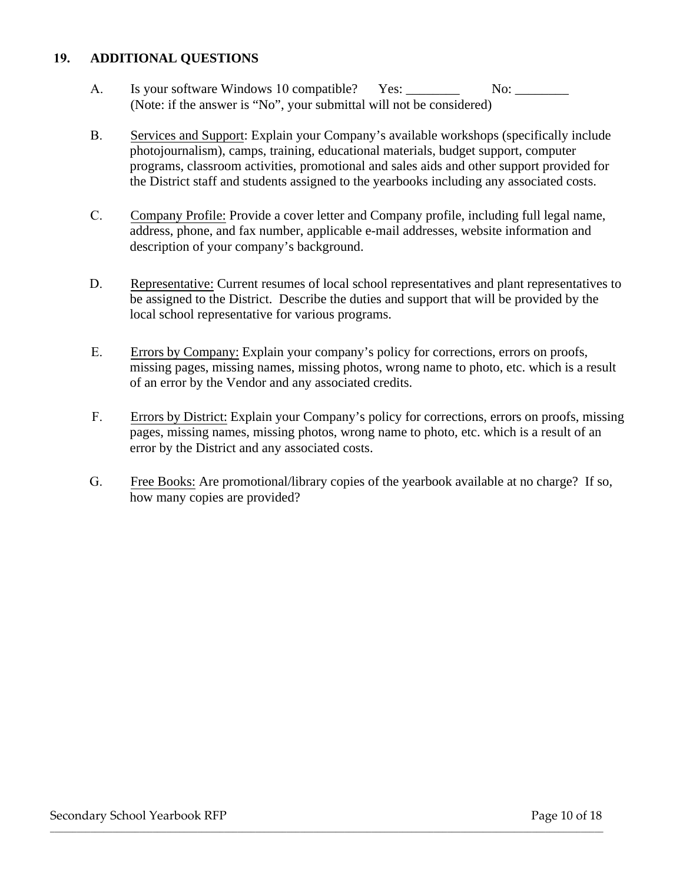## 19. ADDITIONAL QUESTIONS

A. Is your software Windows 10 compatible? Yes: ________ No: ________
(Note: if the answer is "No", your submittal will not be considered)

B. Services and Support: Explain your Company's available workshops (specifically include photojournalism), camps, training, educational materials, budget support, computer programs, classroom activities, promotional and sales aids and other support provided for the District staff and students assigned to the yearbooks including any associated costs.

C. Company Profile: Provide a cover letter and Company profile, including full legal name, address, phone, and fax number, applicable e-mail addresses, website information and description of your company's background.

D. Representative: Current resumes of local school representatives and plant representatives to be assigned to the District. Describe the duties and support that will be provided by the local school representative for various programs.

E. Errors by Company: Explain your company's policy for corrections, errors on proofs, missing pages, missing names, missing photos, wrong name to photo, etc. which is a result of an error by the Vendor and any associated credits.

F. Errors by District: Explain your Company's policy for corrections, errors on proofs, missing pages, missing names, missing photos, wrong name to photo, etc. which is a result of an error by the District and any associated costs.

G. Free Books: Are promotional/library copies of the yearbook available at no charge? If so, how many copies are provided?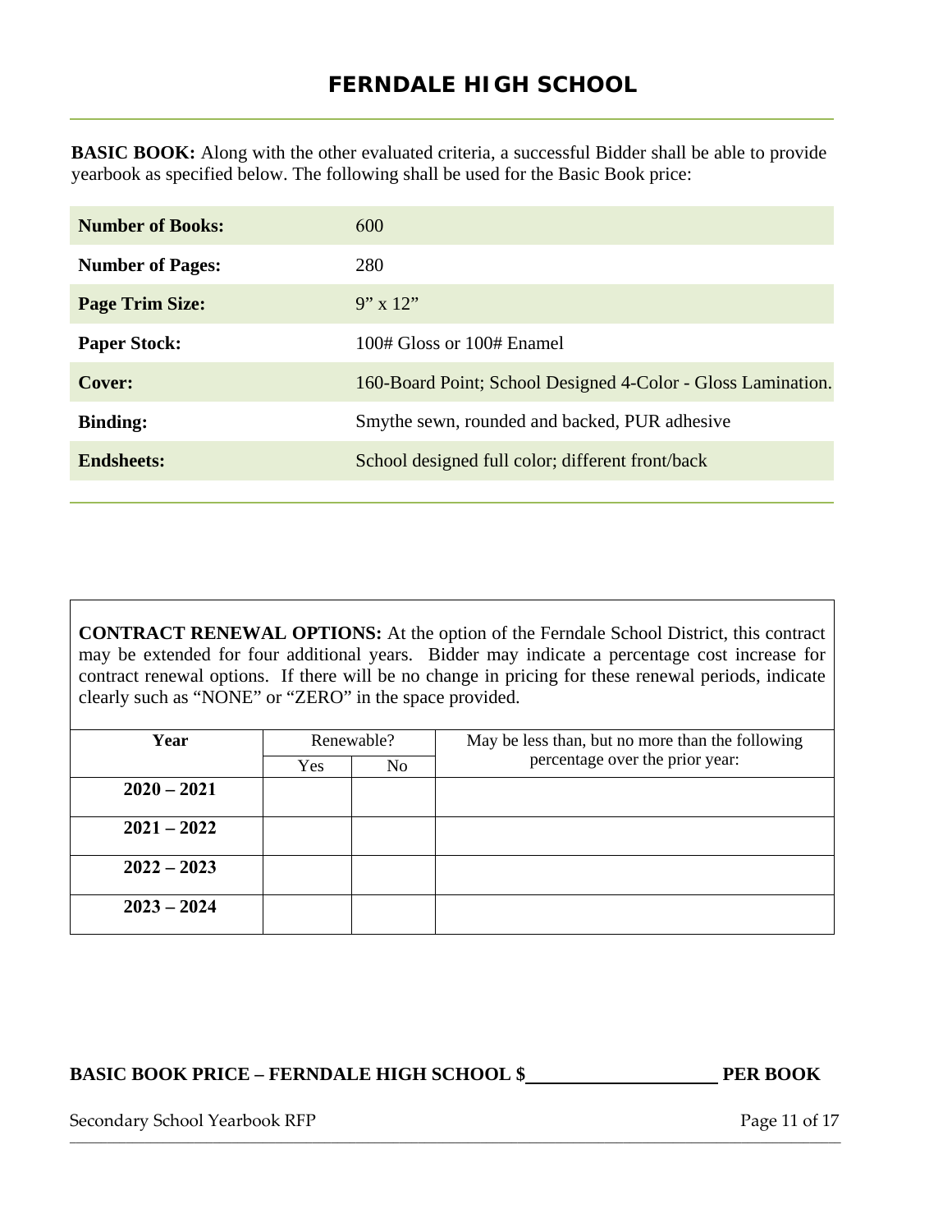# FERNDALE HIGH SCHOOL

**BASIC BOOK:** Along with the other evaluated criteria, a successful Bidder shall be able to provide yearbook as specified below. The following shall be used for the Basic Book price:

| | |
|---|---|
| **Number of Books:** | 600 |
| **Number of Pages:** | 280 |
| **Page Trim Size:** | 9" x 12" |
| **Paper Stock:** | 100# Gloss or 100# Enamel |
| **Cover:** | 160-Board Point; School Designed 4-Color - Gloss Lamination. |
| **Binding:** | Smythe sewn, rounded and backed, PUR adhesive |
| **Endsheets:** | School designed full color; different front/back |

**CONTRACT RENEWAL OPTIONS:** At the option of the Ferndale School District, this contract may be extended for four additional years. Bidder may indicate a percentage cost increase for contract renewal options. If there will be no change in pricing for these renewal periods, indicate clearly such as "NONE" or "ZERO" in the space provided.

| Year | Renewable? | | May be less than, but no more than the following percentage over the prior year: |
|---|---|---|---|
| | Yes | No | |
| **2020 – 2021** | | | |
| **2021 – 2022** | | | |
| **2022 – 2023** | | | |
| **2023 – 2024** | | | |

**BASIC BOOK PRICE – FERNDALE HIGH SCHOOL $\_\_\_\_\_\_\_\_\_\_\_\_\_\_\_\_\_\_\_\_ PER BOOK**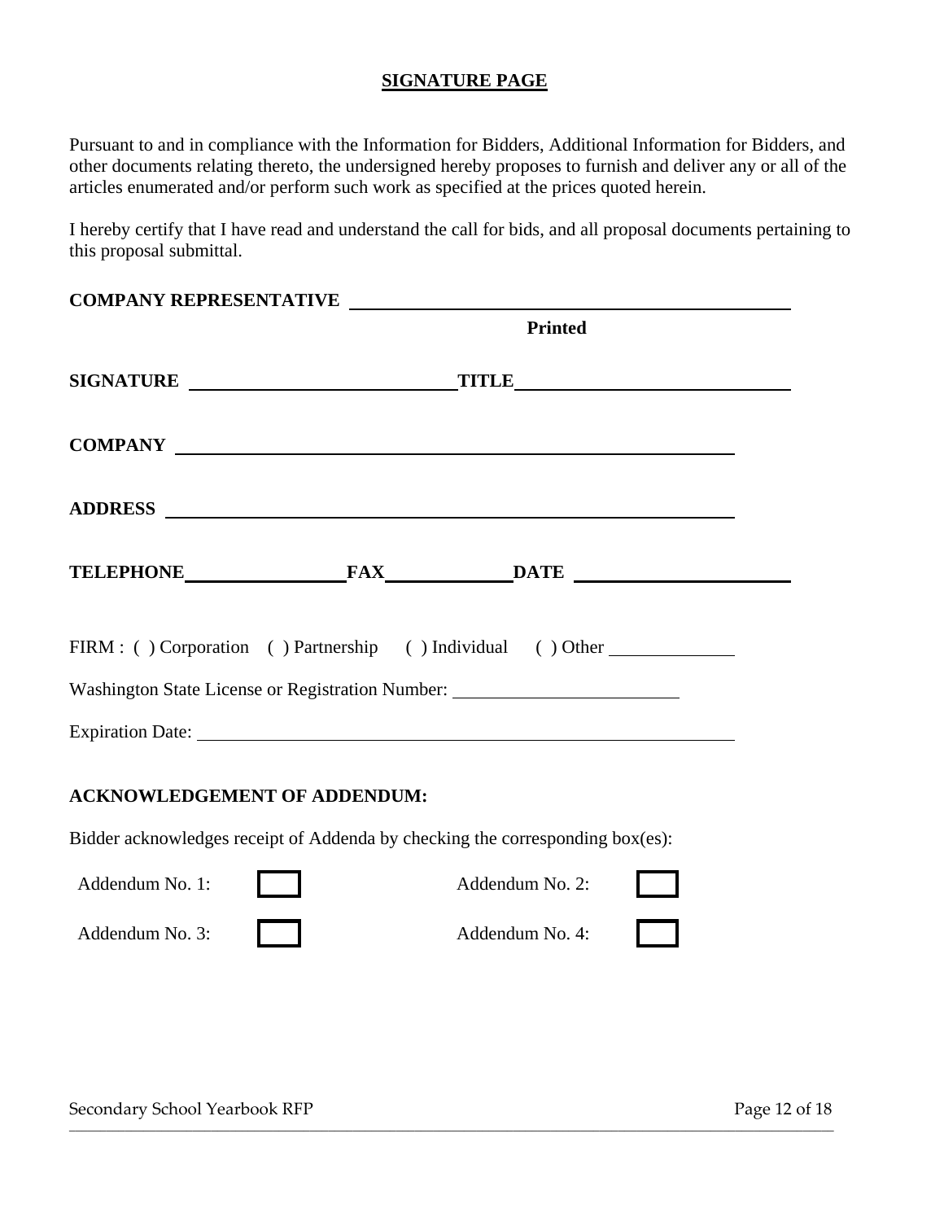## SIGNATURE PAGE

Pursuant to and in compliance with the Information for Bidders, Additional Information for Bidders, and other documents relating thereto, the undersigned hereby proposes to furnish and deliver any or all of the articles enumerated and/or perform such work as specified at the prices quoted herein.

I hereby certify that I have read and understand the call for bids, and all proposal documents pertaining to this proposal submittal.

**COMPANY REPRESENTATIVE** ______________________________________________

**Printed**

**SIGNATURE** ____________________________ **TITLE** ____________________________

**COMPANY** ________________________________________________________

**ADDRESS** ________________________________________________________

**TELEPHONE** ________________ **FAX** ____________ **DATE** ______________________

FIRM : ( ) Corporation ( ) Partnership ( ) Individual ( ) Other ____________

Washington State License or Registration Number: ________________________

Expiration Date: ________________________________________________________

**ACKNOWLEDGEMENT OF ADDENDUM:**

Bidder acknowledges receipt of Addenda by checking the corresponding box(es):

Addendum No. 1: ☐ Addendum No. 2: ☐

Addendum No. 3: ☐ Addendum No. 4: ☐

Secondary School Yearbook RFP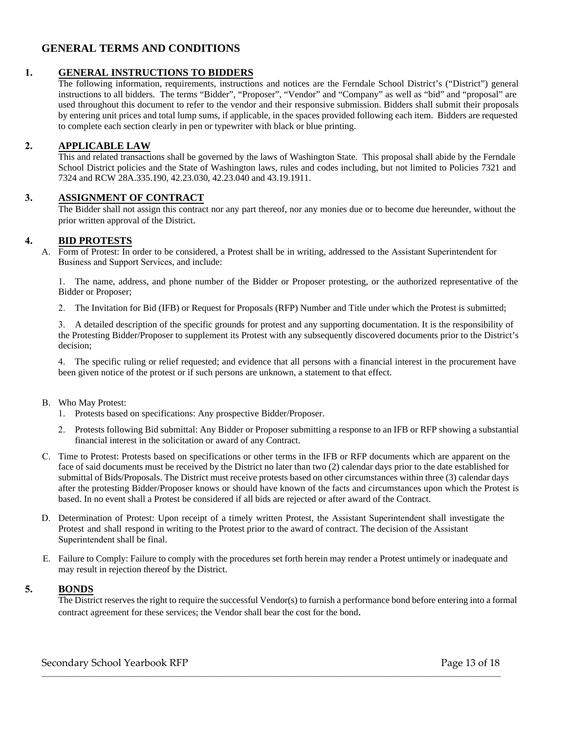# GENERAL TERMS AND CONDITIONS

## 1. GENERAL INSTRUCTIONS TO BIDDERS

The following information, requirements, instructions and notices are the Ferndale School District's ("District") general instructions to all bidders. The terms "Bidder", "Proposer", "Vendor" and "Company" as well as "bid" and "proposal" are used throughout this document to refer to the vendor and their responsive submission. Bidders shall submit their proposals by entering unit prices and total lump sums, if applicable, in the spaces provided following each item. Bidders are requested to complete each section clearly in pen or typewriter with black or blue printing.

## 2. APPLICABLE LAW

This and related transactions shall be governed by the laws of Washington State. This proposal shall abide by the Ferndale School District policies and the State of Washington laws, rules and codes including, but not limited to Policies 7321 and 7324 and RCW 28A.335.190, 42.23.030, 42.23.040 and 43.19.1911.

## 3. ASSIGNMENT OF CONTRACT

The Bidder shall not assign this contract nor any part thereof, nor any monies due or to become due hereunder, without the prior written approval of the District.

## 4. BID PROTESTS

A. Form of Protest: In order to be considered, a Protest shall be in writing, addressed to the Assistant Superintendent for Business and Support Services, and include:

1. The name, address, and phone number of the Bidder or Proposer protesting, or the authorized representative of the Bidder or Proposer;

2. The Invitation for Bid (IFB) or Request for Proposals (RFP) Number and Title under which the Protest is submitted;

3. A detailed description of the specific grounds for protest and any supporting documentation. It is the responsibility of the Protesting Bidder/Proposer to supplement its Protest with any subsequently discovered documents prior to the District's decision;

4. The specific ruling or relief requested; and evidence that all persons with a financial interest in the procurement have been given notice of the protest or if such persons are unknown, a statement to that effect.

B. Who May Protest:

1. Protests based on specifications: Any prospective Bidder/Proposer.
2. Protests following Bid submittal: Any Bidder or Proposer submitting a response to an IFB or RFP showing a substantial financial interest in the solicitation or award of any Contract.

C. Time to Protest: Protests based on specifications or other terms in the IFB or RFP documents which are apparent on the face of said documents must be received by the District no later than two (2) calendar days prior to the date established for submittal of Bids/Proposals. The District must receive protests based on other circumstances within three (3) calendar days after the protesting Bidder/Proposer knows or should have known of the facts and circumstances upon which the Protest is based. In no event shall a Protest be considered if all bids are rejected or after award of the Contract.

D. Determination of Protest: Upon receipt of a timely written Protest, the Assistant Superintendent shall investigate the Protest and shall respond in writing to the Protest prior to the award of contract. The decision of the Assistant Superintendent shall be final.

E. Failure to Comply: Failure to comply with the procedures set forth herein may render a Protest untimely or inadequate and may result in rejection thereof by the District.

## 5. BONDS

The District reserves the right to require the successful Vendor(s) to furnish a performance bond before entering into a formal contract agreement for these services; the Vendor shall bear the cost for the bond.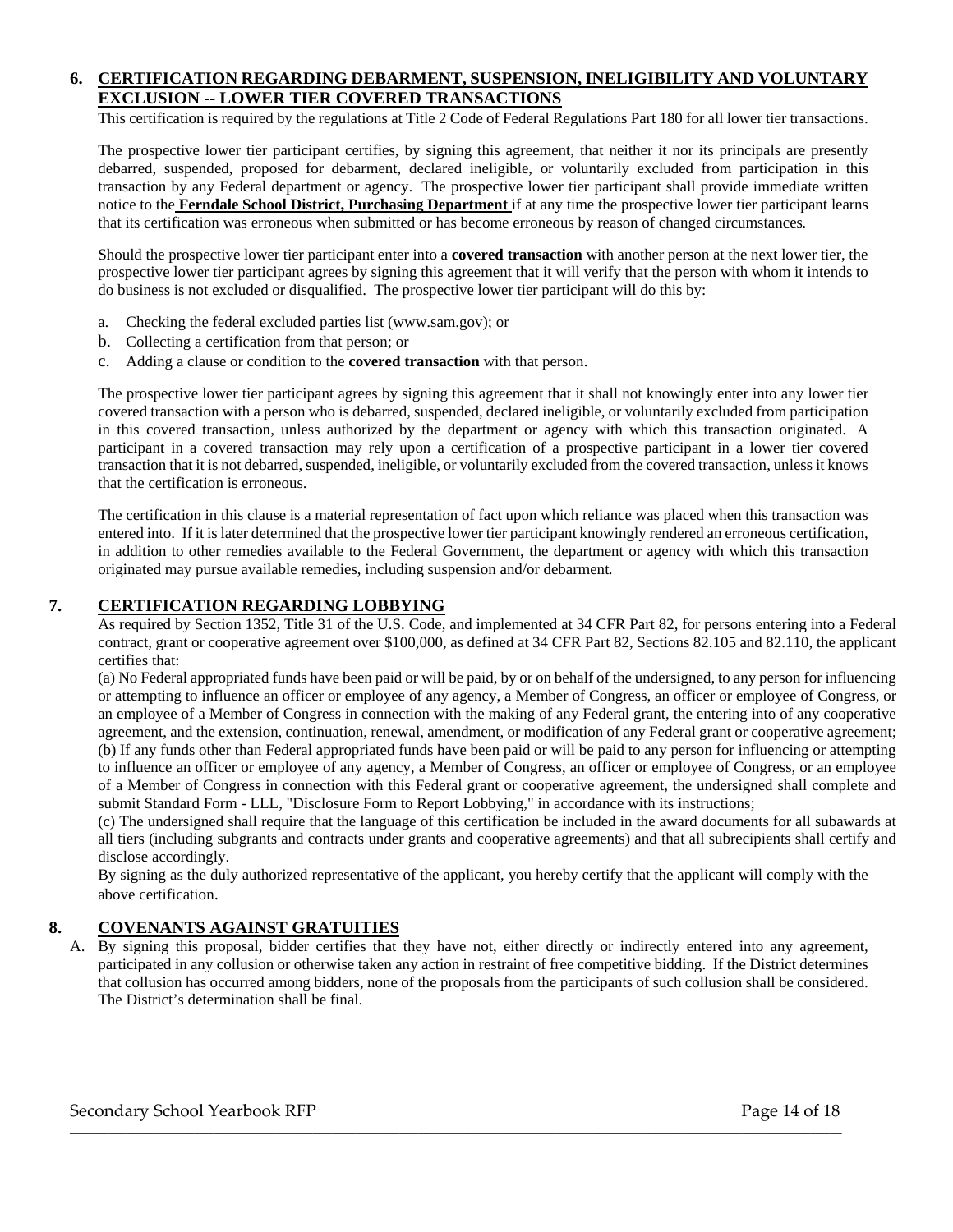## 6. CERTIFICATION REGARDING DEBARMENT, SUSPENSION, INELIGIBILITY AND VOLUNTARY EXCLUSION -- LOWER TIER COVERED TRANSACTIONS

This certification is required by the regulations at Title 2 Code of Federal Regulations Part 180 for all lower tier transactions.

The prospective lower tier participant certifies, by signing this agreement, that neither it nor its principals are presently debarred, suspended, proposed for debarment, declared ineligible, or voluntarily excluded from participation in this transaction by any Federal department or agency. The prospective lower tier participant shall provide immediate written notice to the **Ferndale School District, Purchasing Department** if at any time the prospective lower tier participant learns that its certification was erroneous when submitted or has become erroneous by reason of changed circumstances.

Should the prospective lower tier participant enter into a **covered transaction** with another person at the next lower tier, the prospective lower tier participant agrees by signing this agreement that it will verify that the person with whom it intends to do business is not excluded or disqualified. The prospective lower tier participant will do this by:

a. Checking the federal excluded parties list (www.sam.gov); or
b. Collecting a certification from that person; or
c. Adding a clause or condition to the **covered transaction** with that person.

The prospective lower tier participant agrees by signing this agreement that it shall not knowingly enter into any lower tier covered transaction with a person who is debarred, suspended, declared ineligible, or voluntarily excluded from participation in this covered transaction, unless authorized by the department or agency with which this transaction originated. A participant in a covered transaction may rely upon a certification of a prospective participant in a lower tier covered transaction that it is not debarred, suspended, ineligible, or voluntarily excluded from the covered transaction, unless it knows that the certification is erroneous.

The certification in this clause is a material representation of fact upon which reliance was placed when this transaction was entered into. If it is later determined that the prospective lower tier participant knowingly rendered an erroneous certification, in addition to other remedies available to the Federal Government, the department or agency with which this transaction originated may pursue available remedies, including suspension and/or debarment.

## 7. CERTIFICATION REGARDING LOBBYING

As required by Section 1352, Title 31 of the U.S. Code, and implemented at 34 CFR Part 82, for persons entering into a Federal contract, grant or cooperative agreement over $100,000, as defined at 34 CFR Part 82, Sections 82.105 and 82.110, the applicant certifies that:

(a) No Federal appropriated funds have been paid or will be paid, by or on behalf of the undersigned, to any person for influencing or attempting to influence an officer or employee of any agency, a Member of Congress, an officer or employee of Congress, or an employee of a Member of Congress in connection with the making of any Federal grant, the entering into of any cooperative agreement, and the extension, continuation, renewal, amendment, or modification of any Federal grant or cooperative agreement;

(b) If any funds other than Federal appropriated funds have been paid or will be paid to any person for influencing or attempting to influence an officer or employee of any agency, a Member of Congress, an officer or employee of Congress, or an employee of a Member of Congress in connection with this Federal grant or cooperative agreement, the undersigned shall complete and submit Standard Form - LLL, "Disclosure Form to Report Lobbying," in accordance with its instructions;

(c) The undersigned shall require that the language of this certification be included in the award documents for all subawards at all tiers (including subgrants and contracts under grants and cooperative agreements) and that all subrecipients shall certify and disclose accordingly.

By signing as the duly authorized representative of the applicant, you hereby certify that the applicant will comply with the above certification.

## 8. COVENANTS AGAINST GRATUITIES

A. By signing this proposal, bidder certifies that they have not, either directly or indirectly entered into any agreement, participated in any collusion or otherwise taken any action in restraint of free competitive bidding. If the District determines that collusion has occurred among bidders, none of the proposals from the participants of such collusion shall be considered. The District's determination shall be final.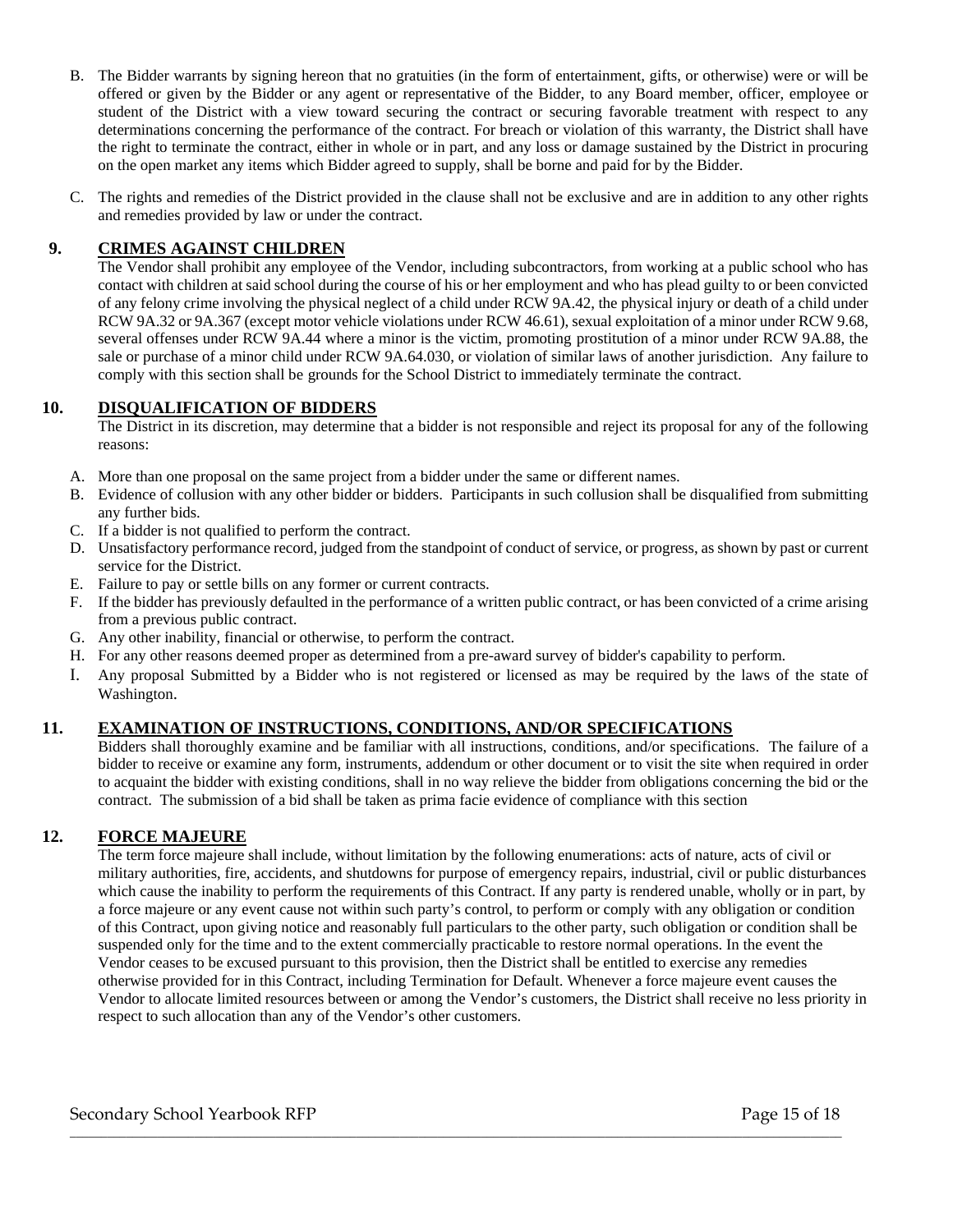B. The Bidder warrants by signing hereon that no gratuities (in the form of entertainment, gifts, or otherwise) were or will be offered or given by the Bidder or any agent or representative of the Bidder, to any Board member, officer, employee or student of the District with a view toward securing the contract or securing favorable treatment with respect to any determinations concerning the performance of the contract. For breach or violation of this warranty, the District shall have the right to terminate the contract, either in whole or in part, and any loss or damage sustained by the District in procuring on the open market any items which Bidder agreed to supply, shall be borne and paid for by the Bidder.

C. The rights and remedies of the District provided in the clause shall not be exclusive and are in addition to any other rights and remedies provided by law or under the contract.

## 9. CRIMES AGAINST CHILDREN

The Vendor shall prohibit any employee of the Vendor, including subcontractors, from working at a public school who has contact with children at said school during the course of his or her employment and who has plead guilty to or been convicted of any felony crime involving the physical neglect of a child under RCW 9A.42, the physical injury or death of a child under RCW 9A.32 or 9A.367 (except motor vehicle violations under RCW 46.61), sexual exploitation of a minor under RCW 9.68, several offenses under RCW 9A.44 where a minor is the victim, promoting prostitution of a minor under RCW 9A.88, the sale or purchase of a minor child under RCW 9A.64.030, or violation of similar laws of another jurisdiction. Any failure to comply with this section shall be grounds for the School District to immediately terminate the contract.

## 10. DISQUALIFICATION OF BIDDERS

The District in its discretion, may determine that a bidder is not responsible and reject its proposal for any of the following reasons:

A. More than one proposal on the same project from a bidder under the same or different names.
B. Evidence of collusion with any other bidder or bidders. Participants in such collusion shall be disqualified from submitting any further bids.
C. If a bidder is not qualified to perform the contract.
D. Unsatisfactory performance record, judged from the standpoint of conduct of service, or progress, as shown by past or current service for the District.
E. Failure to pay or settle bills on any former or current contracts.
F. If the bidder has previously defaulted in the performance of a written public contract, or has been convicted of a crime arising from a previous public contract.
G. Any other inability, financial or otherwise, to perform the contract.
H. For any other reasons deemed proper as determined from a pre-award survey of bidder's capability to perform.
I. Any proposal Submitted by a Bidder who is not registered or licensed as may be required by the laws of the state of Washington.

## 11. EXAMINATION OF INSTRUCTIONS, CONDITIONS, AND/OR SPECIFICATIONS

Bidders shall thoroughly examine and be familiar with all instructions, conditions, and/or specifications. The failure of a bidder to receive or examine any form, instruments, addendum or other document or to visit the site when required in order to acquaint the bidder with existing conditions, shall in no way relieve the bidder from obligations concerning the bid or the contract. The submission of a bid shall be taken as prima facie evidence of compliance with this section

## 12. FORCE MAJEURE

The term force majeure shall include, without limitation by the following enumerations: acts of nature, acts of civil or military authorities, fire, accidents, and shutdowns for purpose of emergency repairs, industrial, civil or public disturbances which cause the inability to perform the requirements of this Contract. If any party is rendered unable, wholly or in part, by a force majeure or any event cause not within such party's control, to perform or comply with any obligation or condition of this Contract, upon giving notice and reasonably full particulars to the other party, such obligation or condition shall be suspended only for the time and to the extent commercially practicable to restore normal operations. In the event the Vendor ceases to be excused pursuant to this provision, then the District shall be entitled to exercise any remedies otherwise provided for in this Contract, including Termination for Default. Whenever a force majeure event causes the Vendor to allocate limited resources between or among the Vendor's customers, the District shall receive no less priority in respect to such allocation than any of the Vendor's other customers.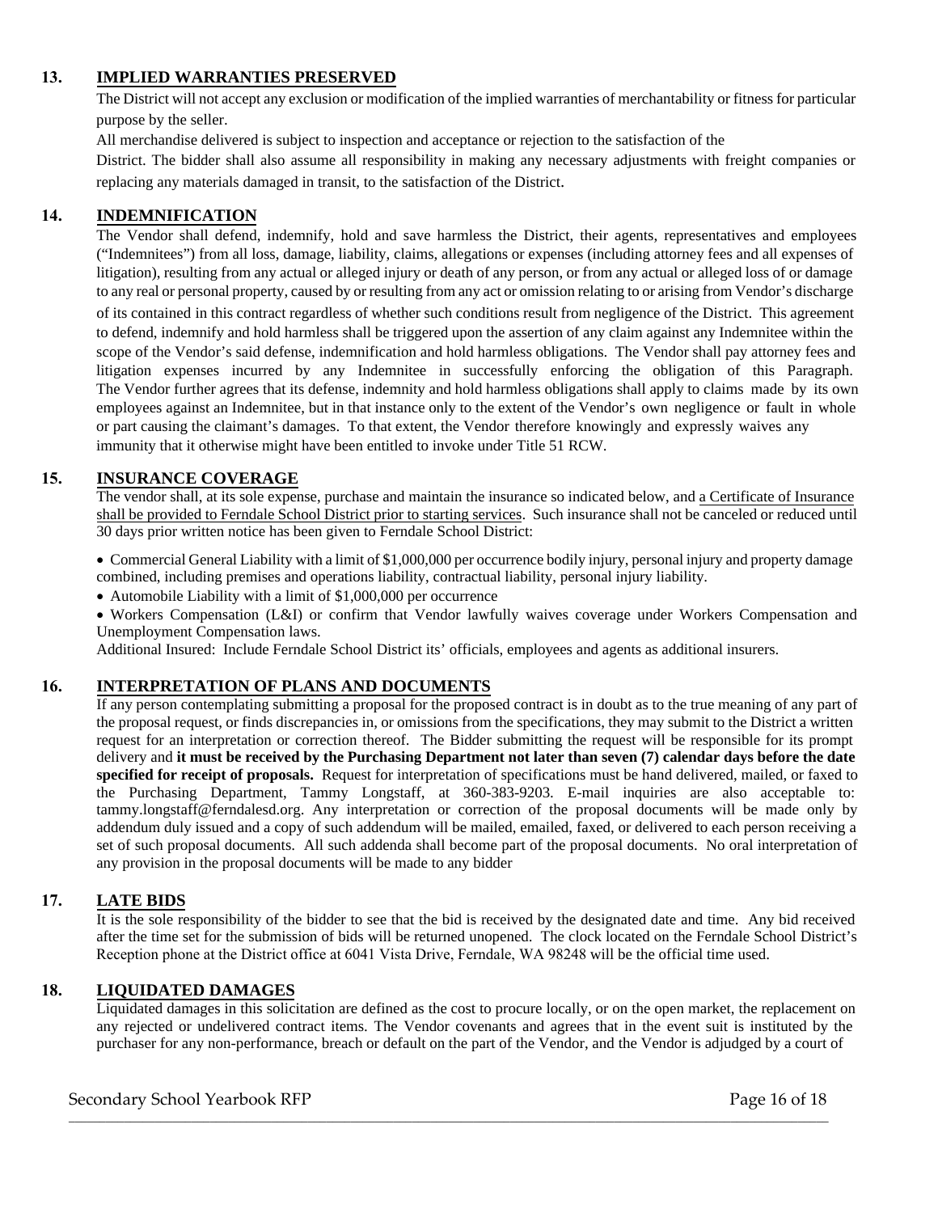## 13. IMPLIED WARRANTIES PRESERVED

The District will not accept any exclusion or modification of the implied warranties of merchantability or fitness for particular purpose by the seller.

All merchandise delivered is subject to inspection and acceptance or rejection to the satisfaction of the District. The bidder shall also assume all responsibility in making any necessary adjustments with freight companies or replacing any materials damaged in transit, to the satisfaction of the District.

## 14. INDEMNIFICATION

The Vendor shall defend, indemnify, hold and save harmless the District, their agents, representatives and employees ("Indemnitees") from all loss, damage, liability, claims, allegations or expenses (including attorney fees and all expenses of litigation), resulting from any actual or alleged injury or death of any person, or from any actual or alleged loss of or damage to any real or personal property, caused by or resulting from any act or omission relating to or arising from Vendor's discharge of its contained in this contract regardless of whether such conditions result from negligence of the District. This agreement to defend, indemnify and hold harmless shall be triggered upon the assertion of any claim against any Indemnitee within the scope of the Vendor's said defense, indemnification and hold harmless obligations. The Vendor shall pay attorney fees and litigation expenses incurred by any Indemnitee in successfully enforcing the obligation of this Paragraph. The Vendor further agrees that its defense, indemnity and hold harmless obligations shall apply to claims made by its own employees against an Indemnitee, but in that instance only to the extent of the Vendor's own negligence or fault in whole or part causing the claimant's damages. To that extent, the Vendor therefore knowingly and expressly waives any immunity that it otherwise might have been entitled to invoke under Title 51 RCW.

## 15. INSURANCE COVERAGE

The vendor shall, at its sole expense, purchase and maintain the insurance so indicated below, and a Certificate of Insurance shall be provided to Ferndale School District prior to starting services. Such insurance shall not be canceled or reduced until 30 days prior written notice has been given to Ferndale School District:

- Commercial General Liability with a limit of $1,000,000 per occurrence bodily injury, personal injury and property damage combined, including premises and operations liability, contractual liability, personal injury liability.
- Automobile Liability with a limit of $1,000,000 per occurrence
- Workers Compensation (L&I) or confirm that Vendor lawfully waives coverage under Workers Compensation and Unemployment Compensation laws.

Additional Insured: Include Ferndale School District its' officials, employees and agents as additional insurers.

## 16. INTERPRETATION OF PLANS AND DOCUMENTS

If any person contemplating submitting a proposal for the proposed contract is in doubt as to the true meaning of any part of the proposal request, or finds discrepancies in, or omissions from the specifications, they may submit to the District a written request for an interpretation or correction thereof. The Bidder submitting the request will be responsible for its prompt delivery and **it must be received by the Purchasing Department not later than seven (7) calendar days before the date specified for receipt of proposals.** Request for interpretation of specifications must be hand delivered, mailed, or faxed to the Purchasing Department, Tammy Longstaff, at 360-383-9203. E-mail inquiries are also acceptable to: tammy.longstaff@ferndalesd.org. Any interpretation or correction of the proposal documents will be made only by addendum duly issued and a copy of such addendum will be mailed, emailed, faxed, or delivered to each person receiving a set of such proposal documents. All such addenda shall become part of the proposal documents. No oral interpretation of any provision in the proposal documents will be made to any bidder

## 17. LATE BIDS

It is the sole responsibility of the bidder to see that the bid is received by the designated date and time. Any bid received after the time set for the submission of bids will be returned unopened. The clock located on the Ferndale School District's Reception phone at the District office at 6041 Vista Drive, Ferndale, WA 98248 will be the official time used.

## 18. LIQUIDATED DAMAGES

Liquidated damages in this solicitation are defined as the cost to procure locally, or on the open market, the replacement on any rejected or undelivered contract items. The Vendor covenants and agrees that in the event suit is instituted by the purchaser for any non-performance, breach or default on the part of the Vendor, and the Vendor is adjudged by a court of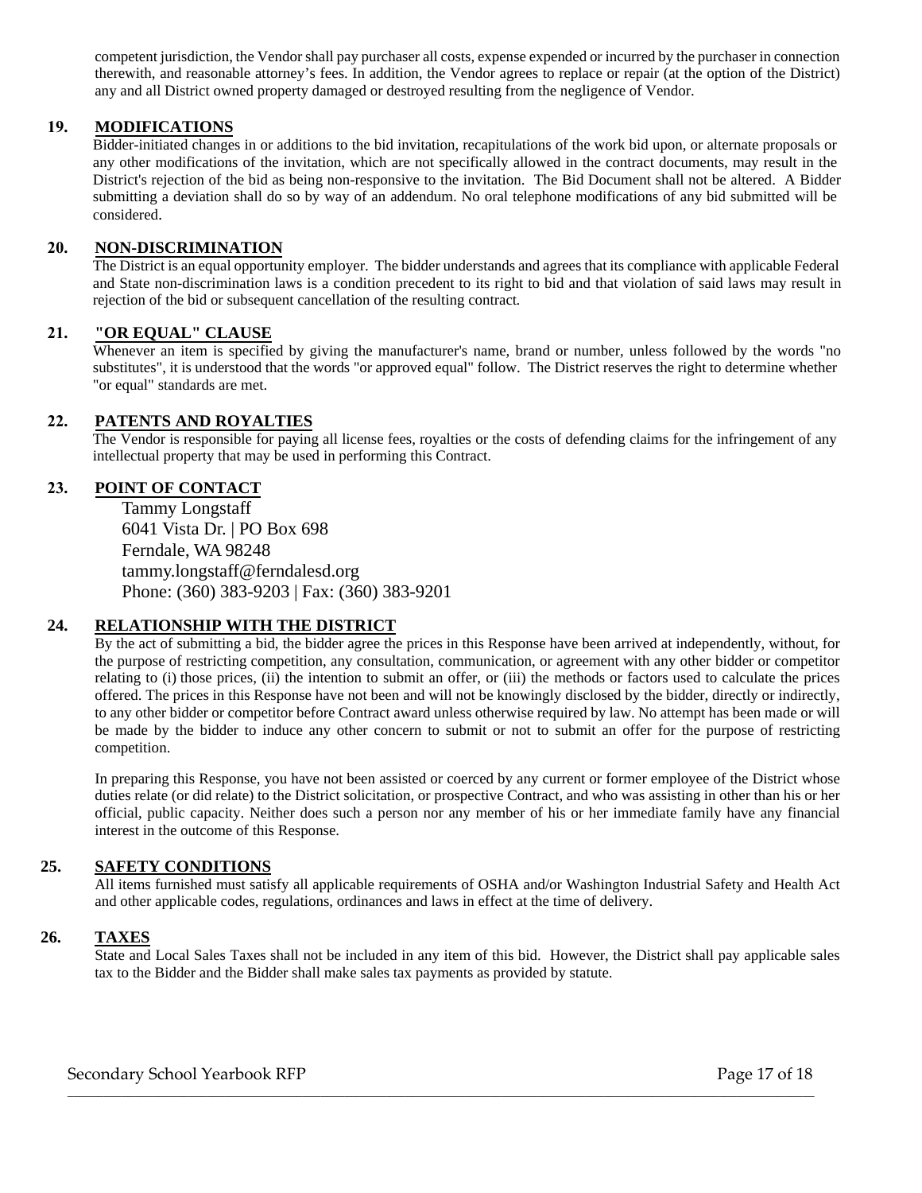competent jurisdiction, the Vendor shall pay purchaser all costs, expense expended or incurred by the purchaser in connection therewith, and reasonable attorney's fees. In addition, the Vendor agrees to replace or repair (at the option of the District) any and all District owned property damaged or destroyed resulting from the negligence of Vendor.

## 19. MODIFICATIONS

Bidder-initiated changes in or additions to the bid invitation, recapitulations of the work bid upon, or alternate proposals or any other modifications of the invitation, which are not specifically allowed in the contract documents, may result in the District's rejection of the bid as being non-responsive to the invitation. The Bid Document shall not be altered. A Bidder submitting a deviation shall do so by way of an addendum. No oral telephone modifications of any bid submitted will be considered.

## 20. NON-DISCRIMINATION

The District is an equal opportunity employer. The bidder understands and agrees that its compliance with applicable Federal and State non-discrimination laws is a condition precedent to its right to bid and that violation of said laws may result in rejection of the bid or subsequent cancellation of the resulting contract.

## 21. "OR EQUAL" CLAUSE

Whenever an item is specified by giving the manufacturer's name, brand or number, unless followed by the words "no substitutes", it is understood that the words "or approved equal" follow. The District reserves the right to determine whether "or equal" standards are met.

## 22. PATENTS AND ROYALTIES

The Vendor is responsible for paying all license fees, royalties or the costs of defending claims for the infringement of any intellectual property that may be used in performing this Contract.

## 23. POINT OF CONTACT

Tammy Longstaff
6041 Vista Dr. | PO Box 698
Ferndale, WA 98248
tammy.longstaff@ferndalesd.org
Phone: (360) 383-9203 | Fax: (360) 383-9201

## 24. RELATIONSHIP WITH THE DISTRICT

By the act of submitting a bid, the bidder agree the prices in this Response have been arrived at independently, without, for the purpose of restricting competition, any consultation, communication, or agreement with any other bidder or competitor relating to (i) those prices, (ii) the intention to submit an offer, or (iii) the methods or factors used to calculate the prices offered. The prices in this Response have not been and will not be knowingly disclosed by the bidder, directly or indirectly, to any other bidder or competitor before Contract award unless otherwise required by law. No attempt has been made or will be made by the bidder to induce any other concern to submit or not to submit an offer for the purpose of restricting competition.

In preparing this Response, you have not been assisted or coerced by any current or former employee of the District whose duties relate (or did relate) to the District solicitation, or prospective Contract, and who was assisting in other than his or her official, public capacity. Neither does such a person nor any member of his or her immediate family have any financial interest in the outcome of this Response.

## 25. SAFETY CONDITIONS

All items furnished must satisfy all applicable requirements of OSHA and/or Washington Industrial Safety and Health Act and other applicable codes, regulations, ordinances and laws in effect at the time of delivery.

## 26. TAXES

State and Local Sales Taxes shall not be included in any item of this bid. However, the District shall pay applicable sales tax to the Bidder and the Bidder shall make sales tax payments as provided by statute.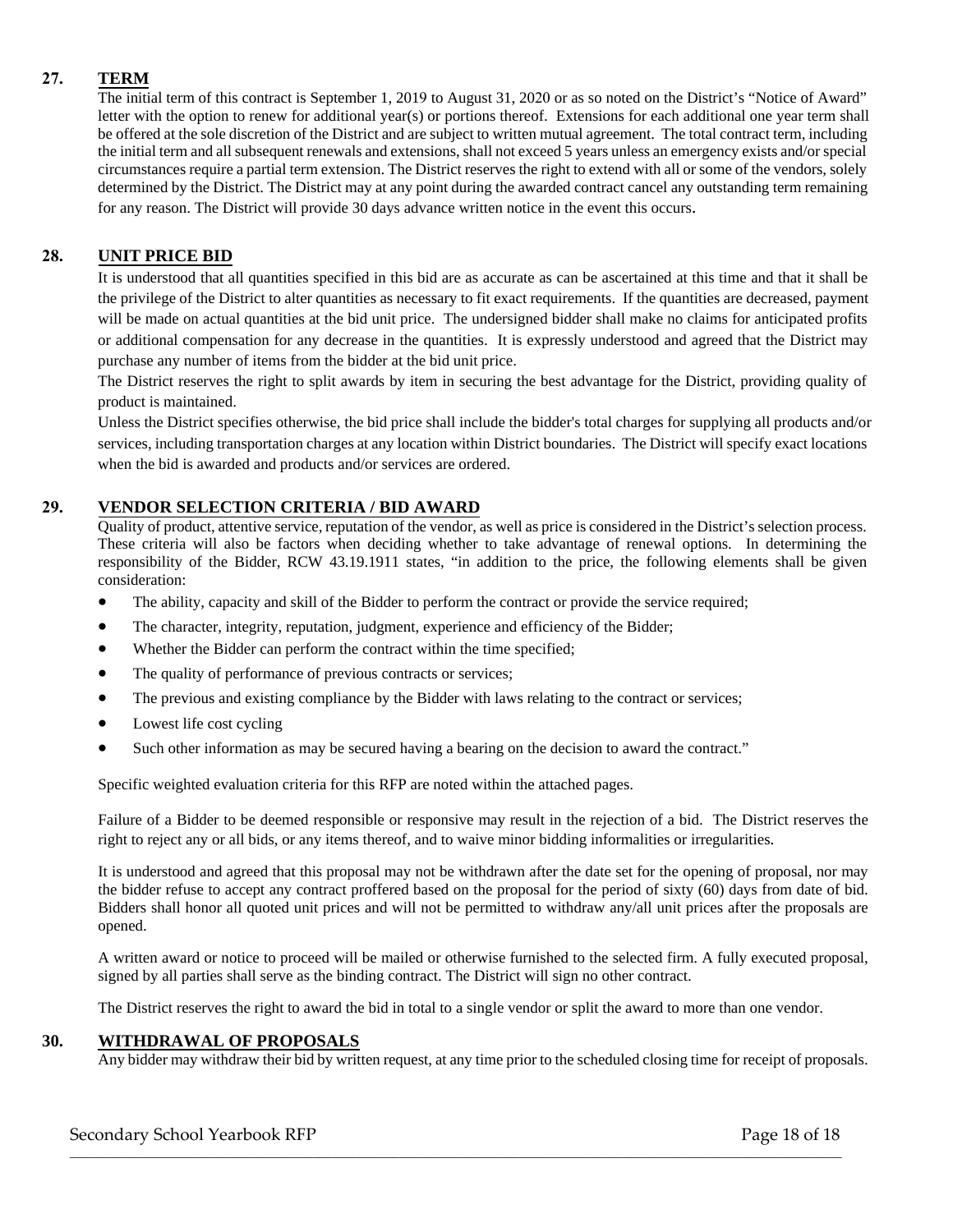## 27. TERM

The initial term of this contract is September 1, 2019 to August 31, 2020 or as so noted on the District's "Notice of Award" letter with the option to renew for additional year(s) or portions thereof. Extensions for each additional one year term shall be offered at the sole discretion of the District and are subject to written mutual agreement. The total contract term, including the initial term and all subsequent renewals and extensions, shall not exceed 5 years unless an emergency exists and/or special circumstances require a partial term extension. The District reserves the right to extend with all or some of the vendors, solely determined by the District. The District may at any point during the awarded contract cancel any outstanding term remaining for any reason. The District will provide 30 days advance written notice in the event this occurs.

## 28. UNIT PRICE BID

It is understood that all quantities specified in this bid are as accurate as can be ascertained at this time and that it shall be the privilege of the District to alter quantities as necessary to fit exact requirements. If the quantities are decreased, payment will be made on actual quantities at the bid unit price. The undersigned bidder shall make no claims for anticipated profits or additional compensation for any decrease in the quantities. It is expressly understood and agreed that the District may purchase any number of items from the bidder at the bid unit price.

The District reserves the right to split awards by item in securing the best advantage for the District, providing quality of product is maintained.

Unless the District specifies otherwise, the bid price shall include the bidder's total charges for supplying all products and/or services, including transportation charges at any location within District boundaries. The District will specify exact locations when the bid is awarded and products and/or services are ordered.

## 29. VENDOR SELECTION CRITERIA / BID AWARD

Quality of product, attentive service, reputation of the vendor, as well as price is considered in the District's selection process. These criteria will also be factors when deciding whether to take advantage of renewal options. In determining the responsibility of the Bidder, RCW 43.19.1911 states, "in addition to the price, the following elements shall be given consideration:

- The ability, capacity and skill of the Bidder to perform the contract or provide the service required;
- The character, integrity, reputation, judgment, experience and efficiency of the Bidder;
- Whether the Bidder can perform the contract within the time specified;
- The quality of performance of previous contracts or services;
- The previous and existing compliance by the Bidder with laws relating to the contract or services;
- Lowest life cost cycling
- Such other information as may be secured having a bearing on the decision to award the contract."

Specific weighted evaluation criteria for this RFP are noted within the attached pages.

Failure of a Bidder to be deemed responsible or responsive may result in the rejection of a bid. The District reserves the right to reject any or all bids, or any items thereof, and to waive minor bidding informalities or irregularities.

It is understood and agreed that this proposal may not be withdrawn after the date set for the opening of proposal, nor may the bidder refuse to accept any contract proffered based on the proposal for the period of sixty (60) days from date of bid. Bidders shall honor all quoted unit prices and will not be permitted to withdraw any/all unit prices after the proposals are opened.

A written award or notice to proceed will be mailed or otherwise furnished to the selected firm. A fully executed proposal, signed by all parties shall serve as the binding contract. The District will sign no other contract.

The District reserves the right to award the bid in total to a single vendor or split the award to more than one vendor.

## 30. WITHDRAWAL OF PROPOSALS

Any bidder may withdraw their bid by written request, at any time prior to the scheduled closing time for receipt of proposals.